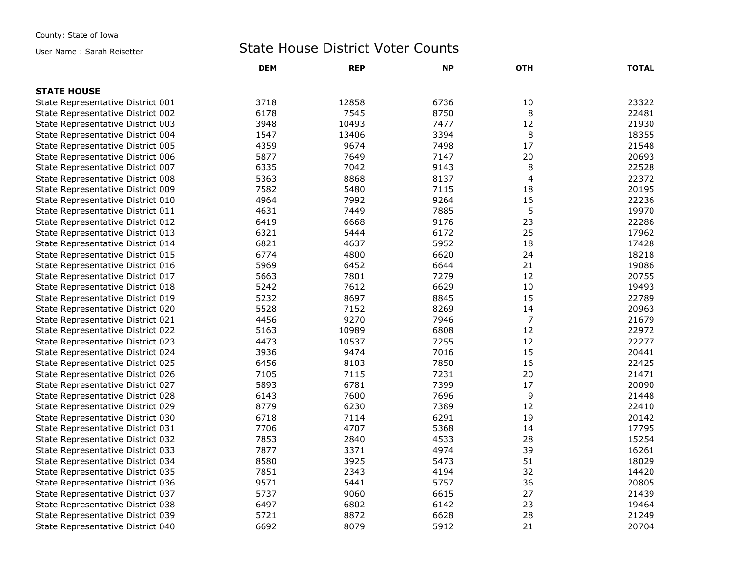County: State of Iowa

User Name : Sarah Reisetter

# State House District Voter Counts

| | DEM | REP | NP | OTH | TOTAL |
|---|---|---|---|---|---|
| **STATE HOUSE** | | | | | |
| State Representative District 001 | 3718 | 12858 | 6736 | 10 | 23322 |
| State Representative District 002 | 6178 | 7545 | 8750 | 8 | 22481 |
| State Representative District 003 | 3948 | 10493 | 7477 | 12 | 21930 |
| State Representative District 004 | 1547 | 13406 | 3394 | 8 | 18355 |
| State Representative District 005 | 4359 | 9674 | 7498 | 17 | 21548 |
| State Representative District 006 | 5877 | 7649 | 7147 | 20 | 20693 |
| State Representative District 007 | 6335 | 7042 | 9143 | 8 | 22528 |
| State Representative District 008 | 5363 | 8868 | 8137 | 4 | 22372 |
| State Representative District 009 | 7582 | 5480 | 7115 | 18 | 20195 |
| State Representative District 010 | 4964 | 7992 | 9264 | 16 | 22236 |
| State Representative District 011 | 4631 | 7449 | 7885 | 5 | 19970 |
| State Representative District 012 | 6419 | 6668 | 9176 | 23 | 22286 |
| State Representative District 013 | 6321 | 5444 | 6172 | 25 | 17962 |
| State Representative District 014 | 6821 | 4637 | 5952 | 18 | 17428 |
| State Representative District 015 | 6774 | 4800 | 6620 | 24 | 18218 |
| State Representative District 016 | 5969 | 6452 | 6644 | 21 | 19086 |
| State Representative District 017 | 5663 | 7801 | 7279 | 12 | 20755 |
| State Representative District 018 | 5242 | 7612 | 6629 | 10 | 19493 |
| State Representative District 019 | 5232 | 8697 | 8845 | 15 | 22789 |
| State Representative District 020 | 5528 | 7152 | 8269 | 14 | 20963 |
| State Representative District 021 | 4456 | 9270 | 7946 | 7 | 21679 |
| State Representative District 022 | 5163 | 10989 | 6808 | 12 | 22972 |
| State Representative District 023 | 4473 | 10537 | 7255 | 12 | 22277 |
| State Representative District 024 | 3936 | 9474 | 7016 | 15 | 20441 |
| State Representative District 025 | 6456 | 8103 | 7850 | 16 | 22425 |
| State Representative District 026 | 7105 | 7115 | 7231 | 20 | 21471 |
| State Representative District 027 | 5893 | 6781 | 7399 | 17 | 20090 |
| State Representative District 028 | 6143 | 7600 | 7696 | 9 | 21448 |
| State Representative District 029 | 8779 | 6230 | 7389 | 12 | 22410 |
| State Representative District 030 | 6718 | 7114 | 6291 | 19 | 20142 |
| State Representative District 031 | 7706 | 4707 | 5368 | 14 | 17795 |
| State Representative District 032 | 7853 | 2840 | 4533 | 28 | 15254 |
| State Representative District 033 | 7877 | 3371 | 4974 | 39 | 16261 |
| State Representative District 034 | 8580 | 3925 | 5473 | 51 | 18029 |
| State Representative District 035 | 7851 | 2343 | 4194 | 32 | 14420 |
| State Representative District 036 | 9571 | 5441 | 5757 | 36 | 20805 |
| State Representative District 037 | 5737 | 9060 | 6615 | 27 | 21439 |
| State Representative District 038 | 6497 | 6802 | 6142 | 23 | 19464 |
| State Representative District 039 | 5721 | 8872 | 6628 | 28 | 21249 |
| State Representative District 040 | 6692 | 8079 | 5912 | 21 | 20704 |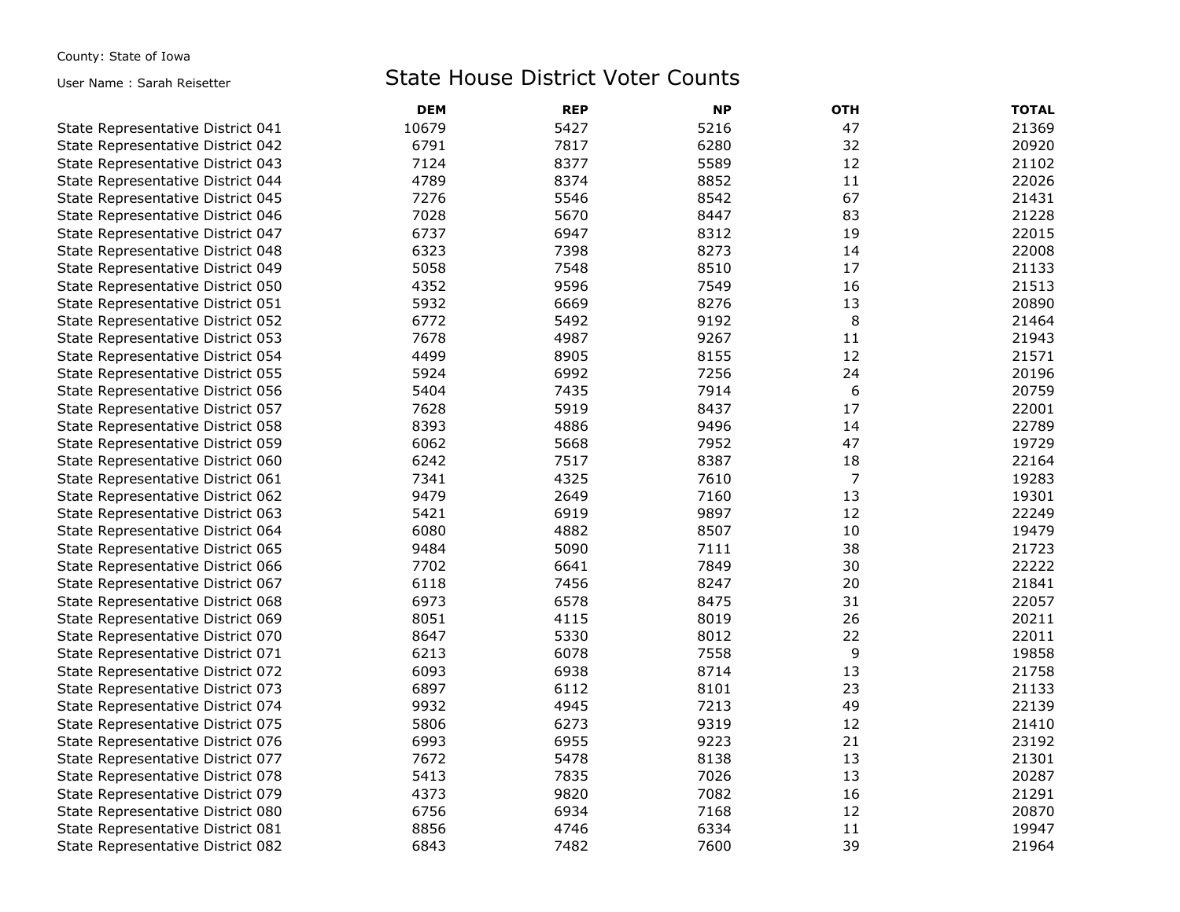County: State of Iowa

User Name : Sarah Reisetter

# State House District Voter Counts

| | DEM | REP | NP | OTH | TOTAL |
|---|---|---|---|---|---|
| State Representative District 041 | 10679 | 5427 | 5216 | 47 | 21369 |
| State Representative District 042 | 6791 | 7817 | 6280 | 32 | 20920 |
| State Representative District 043 | 7124 | 8377 | 5589 | 12 | 21102 |
| State Representative District 044 | 4789 | 8374 | 8852 | 11 | 22026 |
| State Representative District 045 | 7276 | 5546 | 8542 | 67 | 21431 |
| State Representative District 046 | 7028 | 5670 | 8447 | 83 | 21228 |
| State Representative District 047 | 6737 | 6947 | 8312 | 19 | 22015 |
| State Representative District 048 | 6323 | 7398 | 8273 | 14 | 22008 |
| State Representative District 049 | 5058 | 7548 | 8510 | 17 | 21133 |
| State Representative District 050 | 4352 | 9596 | 7549 | 16 | 21513 |
| State Representative District 051 | 5932 | 6669 | 8276 | 13 | 20890 |
| State Representative District 052 | 6772 | 5492 | 9192 | 8 | 21464 |
| State Representative District 053 | 7678 | 4987 | 9267 | 11 | 21943 |
| State Representative District 054 | 4499 | 8905 | 8155 | 12 | 21571 |
| State Representative District 055 | 5924 | 6992 | 7256 | 24 | 20196 |
| State Representative District 056 | 5404 | 7435 | 7914 | 6 | 20759 |
| State Representative District 057 | 7628 | 5919 | 8437 | 17 | 22001 |
| State Representative District 058 | 8393 | 4886 | 9496 | 14 | 22789 |
| State Representative District 059 | 6062 | 5668 | 7952 | 47 | 19729 |
| State Representative District 060 | 6242 | 7517 | 8387 | 18 | 22164 |
| State Representative District 061 | 7341 | 4325 | 7610 | 7 | 19283 |
| State Representative District 062 | 9479 | 2649 | 7160 | 13 | 19301 |
| State Representative District 063 | 5421 | 6919 | 9897 | 12 | 22249 |
| State Representative District 064 | 6080 | 4882 | 8507 | 10 | 19479 |
| State Representative District 065 | 9484 | 5090 | 7111 | 38 | 21723 |
| State Representative District 066 | 7702 | 6641 | 7849 | 30 | 22222 |
| State Representative District 067 | 6118 | 7456 | 8247 | 20 | 21841 |
| State Representative District 068 | 6973 | 6578 | 8475 | 31 | 22057 |
| State Representative District 069 | 8051 | 4115 | 8019 | 26 | 20211 |
| State Representative District 070 | 8647 | 5330 | 8012 | 22 | 22011 |
| State Representative District 071 | 6213 | 6078 | 7558 | 9 | 19858 |
| State Representative District 072 | 6093 | 6938 | 8714 | 13 | 21758 |
| State Representative District 073 | 6897 | 6112 | 8101 | 23 | 21133 |
| State Representative District 074 | 9932 | 4945 | 7213 | 49 | 22139 |
| State Representative District 075 | 5806 | 6273 | 9319 | 12 | 21410 |
| State Representative District 076 | 6993 | 6955 | 9223 | 21 | 23192 |
| State Representative District 077 | 7672 | 5478 | 8138 | 13 | 21301 |
| State Representative District 078 | 5413 | 7835 | 7026 | 13 | 20287 |
| State Representative District 079 | 4373 | 9820 | 7082 | 16 | 21291 |
| State Representative District 080 | 6756 | 6934 | 7168 | 12 | 20870 |
| State Representative District 081 | 8856 | 4746 | 6334 | 11 | 19947 |
| State Representative District 082 | 6843 | 7482 | 7600 | 39 | 21964 |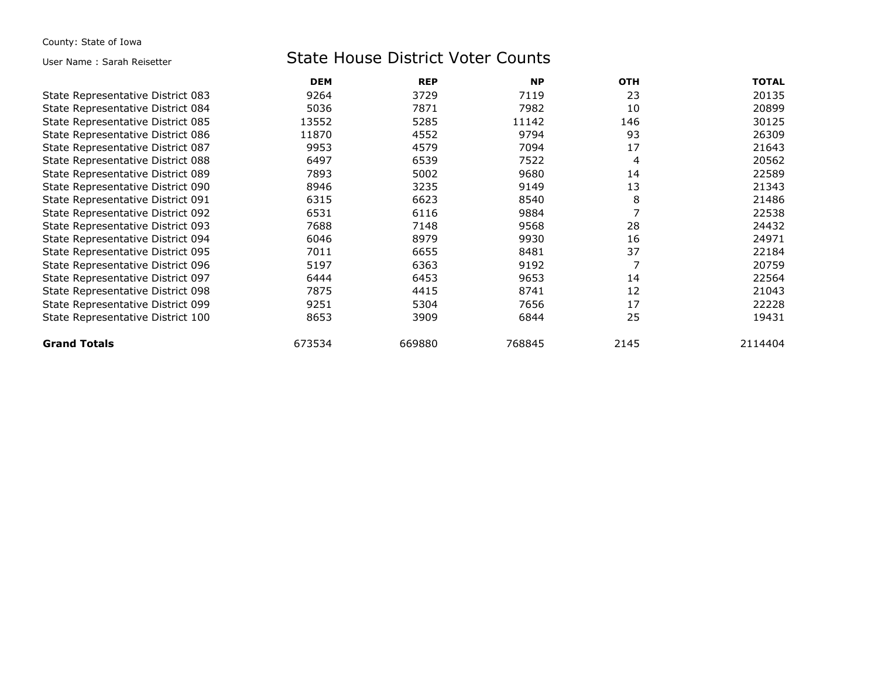County: State of Iowa

User Name : Sarah Reisetter

# State House District Voter Counts

| | DEM | REP | NP | OTH | TOTAL |
|---|---|---|---|---|---|
| State Representative District 083 | 9264 | 3729 | 7119 | 23 | 20135 |
| State Representative District 084 | 5036 | 7871 | 7982 | 10 | 20899 |
| State Representative District 085 | 13552 | 5285 | 11142 | 146 | 30125 |
| State Representative District 086 | 11870 | 4552 | 9794 | 93 | 26309 |
| State Representative District 087 | 9953 | 4579 | 7094 | 17 | 21643 |
| State Representative District 088 | 6497 | 6539 | 7522 | 4 | 20562 |
| State Representative District 089 | 7893 | 5002 | 9680 | 14 | 22589 |
| State Representative District 090 | 8946 | 3235 | 9149 | 13 | 21343 |
| State Representative District 091 | 6315 | 6623 | 8540 | 8 | 21486 |
| State Representative District 092 | 6531 | 6116 | 9884 | 7 | 22538 |
| State Representative District 093 | 7688 | 7148 | 9568 | 28 | 24432 |
| State Representative District 094 | 6046 | 8979 | 9930 | 16 | 24971 |
| State Representative District 095 | 7011 | 6655 | 8481 | 37 | 22184 |
| State Representative District 096 | 5197 | 6363 | 9192 | 7 | 20759 |
| State Representative District 097 | 6444 | 6453 | 9653 | 14 | 22564 |
| State Representative District 098 | 7875 | 4415 | 8741 | 12 | 21043 |
| State Representative District 099 | 9251 | 5304 | 7656 | 17 | 22228 |
| State Representative District 100 | 8653 | 3909 | 6844 | 25 | 19431 |
| **Grand Totals** | 673534 | 669880 | 768845 | 2145 | 2114404 |